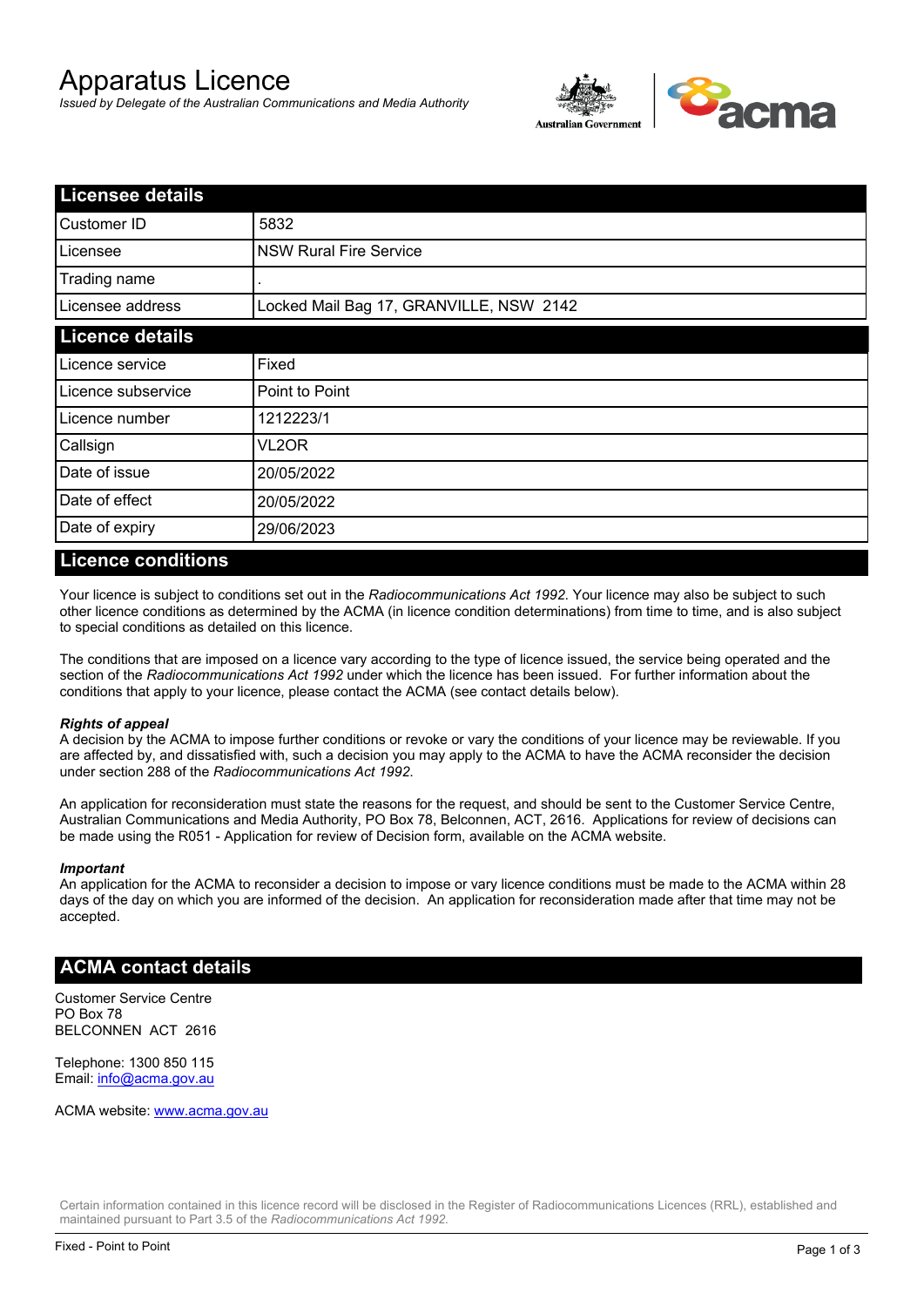# Apparatus Licence

*Issued by Delegate of the Australian Communications and Media Authority*

## Licensee details

| | |
|---|---|
| Customer ID | 5832 |
| Licensee | NSW Rural Fire Service |
| Trading name | . |
| Licensee address | Locked Mail Bag 17, GRANVILLE, NSW 2142 |

## Licence details

| | |
|---|---|
| Licence service | Fixed |
| Licence subservice | Point to Point |
| Licence number | 1212223/1 |
| Callsign | VL2OR |
| Date of issue | 20/05/2022 |
| Date of effect | 20/05/2022 |
| Date of expiry | 29/06/2023 |

## Licence conditions

Your licence is subject to conditions set out in the *Radiocommunications Act 1992*. Your licence may also be subject to such other licence conditions as determined by the ACMA (in licence condition determinations) from time to time, and is also subject to special conditions as detailed on this licence.

The conditions that are imposed on a licence vary according to the type of licence issued, the service being operated and the section of the *Radiocommunications Act 1992* under which the licence has been issued. For further information about the conditions that apply to your licence, please contact the ACMA (see contact details below).

***Rights of appeal***

A decision by the ACMA to impose further conditions or revoke or vary the conditions of your licence may be reviewable. If you are affected by, and dissatisfied with, such a decision you may apply to the ACMA to have the ACMA reconsider the decision under section 288 of the *Radiocommunications Act 1992*.

An application for reconsideration must state the reasons for the request, and should be sent to the Customer Service Centre, Australian Communications and Media Authority, PO Box 78, Belconnen, ACT, 2616. Applications for review of decisions can be made using the R051 - Application for review of Decision form, available on the ACMA website.

***Important***

An application for the ACMA to reconsider a decision to impose or vary licence conditions must be made to the ACMA within 28 days of the day on which you are informed of the decision. An application for reconsideration made after that time may not be accepted.

## ACMA contact details

Customer Service Centre
PO Box 78
BELCONNEN ACT 2616

Telephone: 1300 850 115
Email: info@acma.gov.au

ACMA website: www.acma.gov.au

Certain information contained in this licence record will be disclosed in the Register of Radiocommunications Licences (RRL), established and maintained pursuant to Part 3.5 of the *Radiocommunications Act 1992.*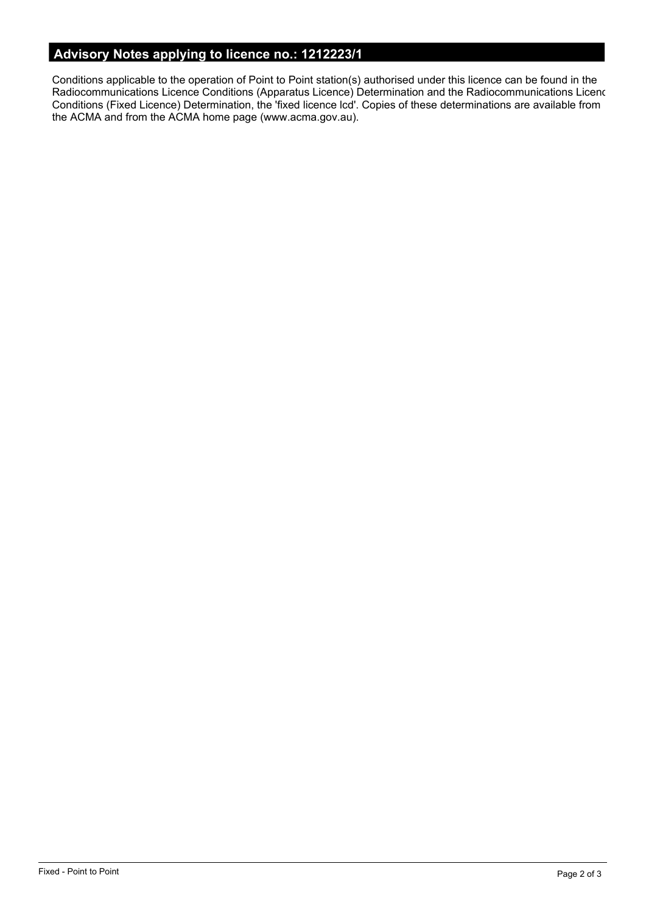## Advisory Notes applying to licence no.: 1212223/1

Conditions applicable to the operation of Point to Point station(s) authorised under this licence can be found in the Radiocommunications Licence Conditions (Apparatus Licence) Determination and the Radiocommunications Licenc Conditions (Fixed Licence) Determination, the 'fixed licence lcd'. Copies of these determinations are available from the ACMA and from the ACMA home page (www.acma.gov.au).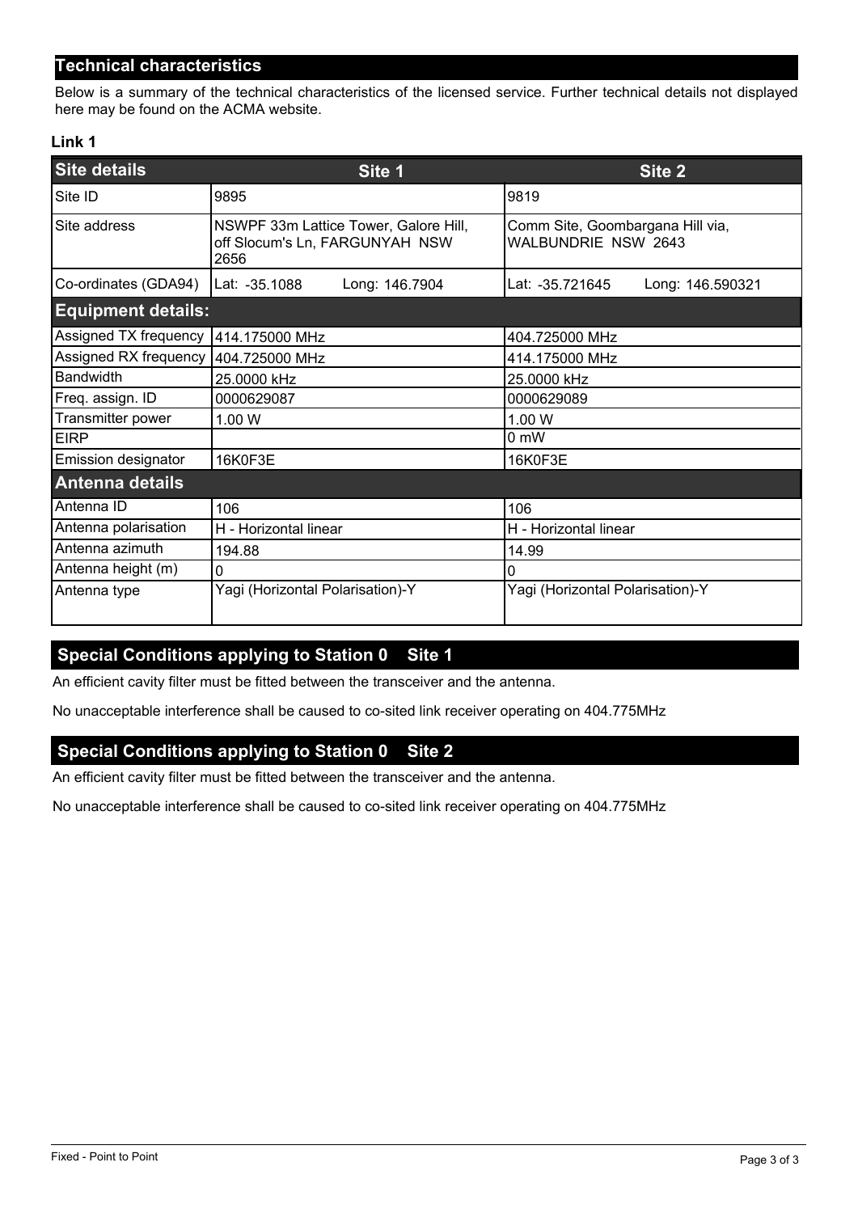## Technical characteristics

Below is a summary of the technical characteristics of the licensed service. Further technical details not displayed here may be found on the ACMA website.

**Link 1**

| Site details | Site 1 | Site 2 |
|---|---|---|
| Site ID | 9895 | 9819 |
| Site address | NSWPF 33m Lattice Tower, Galore Hill, off Slocum's Ln, FARGUNYAH NSW 2656 | Comm Site, Goombargana Hill via, WALBUNDRIE NSW 2643 |
| Co-ordinates (GDA94) | Lat: -35.1088 Long: 146.7904 | Lat: -35.721645 Long: 146.590321 |
| **Equipment details:** | | |
| Assigned TX frequency | 414.175000 MHz | 404.725000 MHz |
| Assigned RX frequency | 404.725000 MHz | 414.175000 MHz |
| Bandwidth | 25.0000 kHz | 25.0000 kHz |
| Freq. assign. ID | 0000629087 | 0000629089 |
| Transmitter power | 1.00 W | 1.00 W |
| EIRP | | 0 mW |
| Emission designator | 16K0F3E | 16K0F3E |
| **Antenna details** | | |
| Antenna ID | 106 | 106 |
| Antenna polarisation | H - Horizontal linear | H - Horizontal linear |
| Antenna azimuth | 194.88 | 14.99 |
| Antenna height (m) | 0 | 0 |
| Antenna type | Yagi (Horizontal Polarisation)-Y | Yagi (Horizontal Polarisation)-Y |

## Special Conditions applying to Station 0 Site 1

An efficient cavity filter must be fitted between the transceiver and the antenna.

No unacceptable interference shall be caused to co-sited link receiver operating on 404.775MHz

## Special Conditions applying to Station 0 Site 2

An efficient cavity filter must be fitted between the transceiver and the antenna.

No unacceptable interference shall be caused to co-sited link receiver operating on 404.775MHz

Fixed - Point to Point